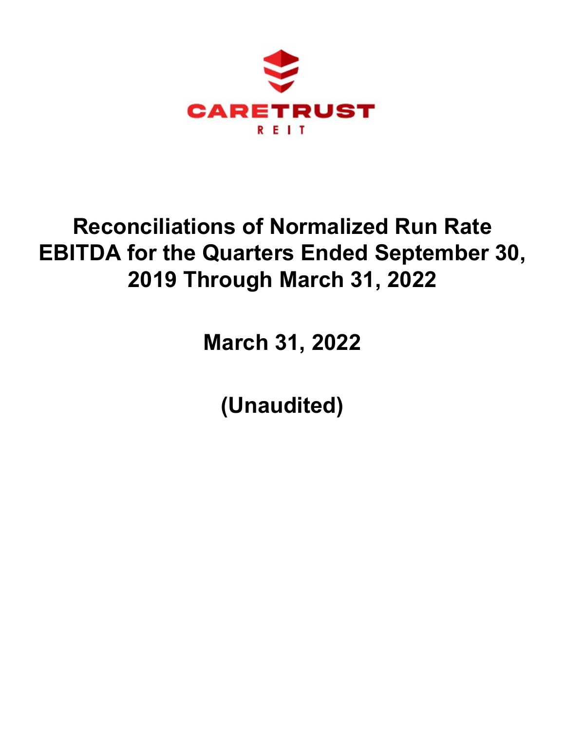CARETRUST

REIT

# Reconciliations of Normalized Run Rate EBITDA for the Quarters Ended September 30, 2019 Through March 31, 2022

## March 31, 2022

## (Unaudited)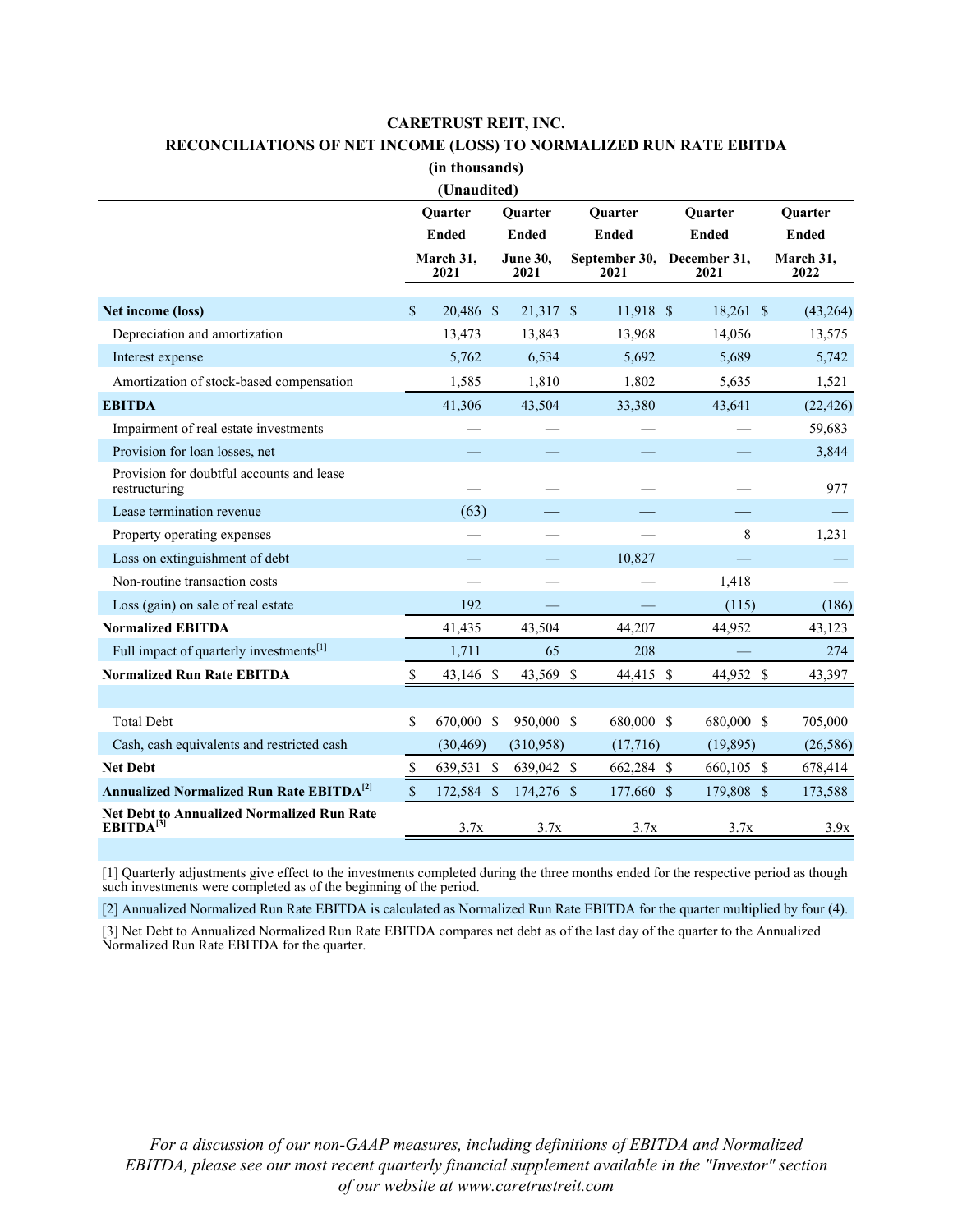# CARETRUST REIT, INC.

## RECONCILIATIONS OF NET INCOME (LOSS) TO NORMALIZED RUN RATE EBITDA

**(in thousands)**

**(Unaudited)**

| | Quarter Ended March 31, 2021 | Quarter Ended June 30, 2021 | Quarter Ended September 30, 2021 | Quarter Ended December 31, 2021 | Quarter Ended March 31, 2022 |
|---|---|---|---|---|---|
| **Net income (loss)** | $ 20,486 | $ 21,317 | $ 11,918 | $ 18,261 | $ (43,264) |
| Depreciation and amortization | 13,473 | 13,843 | 13,968 | 14,056 | 13,575 |
| Interest expense | 5,762 | 6,534 | 5,692 | 5,689 | 5,742 |
| Amortization of stock-based compensation | 1,585 | 1,810 | 1,802 | 5,635 | 1,521 |
| **EBITDA** | 41,306 | 43,504 | 33,380 | 43,641 | (22,426) |
| Impairment of real estate investments | — | — | — | — | 59,683 |
| Provision for loan losses, net | — | — | — | — | 3,844 |
| Provision for doubtful accounts and lease restructuring | — | — | — | — | 977 |
| Lease termination revenue | (63) | — | — | — | — |
| Property operating expenses | — | — | — | 8 | 1,231 |
| Loss on extinguishment of debt | — | — | 10,827 | — | — |
| Non-routine transaction costs | — | — | — | 1,418 | — |
| Loss (gain) on sale of real estate | 192 | — | — | (115) | (186) |
| **Normalized EBITDA** | 41,435 | 43,504 | 44,207 | 44,952 | 43,123 |
| Full impact of quarterly investments[1] | 1,711 | 65 | 208 | — | 274 |
| **Normalized Run Rate EBITDA** | $ 43,146 | $ 43,569 | $ 44,415 | $ 44,952 | $ 43,397 |
| | | | | | |
| Total Debt | $ 670,000 | $ 950,000 | $ 680,000 | $ 680,000 | $ 705,000 |
| Cash, cash equivalents and restricted cash | (30,469) | (310,958) | (17,716) | (19,895) | (26,586) |
| **Net Debt** | $ 639,531 | $ 639,042 | $ 662,284 | $ 660,105 | $ 678,414 |
| **Annualized Normalized Run Rate EBITDA[2]** | $ 172,584 | $ 174,276 | $ 177,660 | $ 179,808 | $ 173,588 |
| **Net Debt to Annualized Normalized Run Rate EBITDA[3]** | 3.7x | 3.7x | 3.7x | 3.7x | 3.9x |

[1] Quarterly adjustments give effect to the investments completed during the three months ended for the respective period as though such investments were completed as of the beginning of the period.

[2] Annualized Normalized Run Rate EBITDA is calculated as Normalized Run Rate EBITDA for the quarter multiplied by four (4).

[3] Net Debt to Annualized Normalized Run Rate EBITDA compares net debt as of the last day of the quarter to the Annualized Normalized Run Rate EBITDA for the quarter.

*For a discussion of our non-GAAP measures, including definitions of EBITDA and Normalized EBITDA, please see our most recent quarterly financial supplement available in the "Investor" section of our website at www.caretrustreit.com*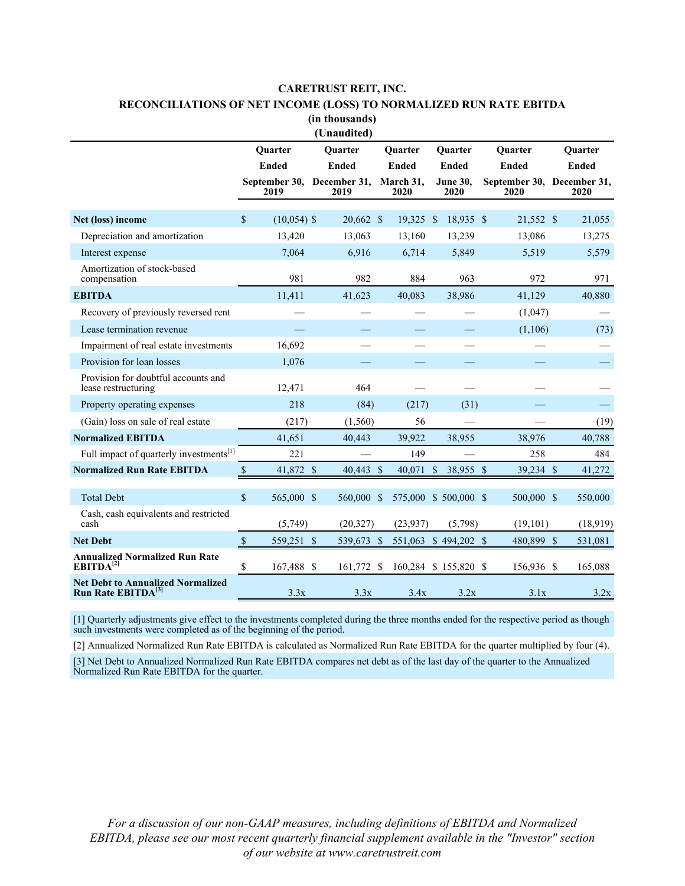# CARETRUST REIT, INC.

## RECONCILIATIONS OF NET INCOME (LOSS) TO NORMALIZED RUN RATE EBITDA

**(in thousands)**

**(Unaudited)**

| | Quarter Ended September 30, 2019 | Quarter Ended December 31, 2019 | Quarter Ended March 31, 2020 | Quarter Ended June 30, 2020 | Quarter Ended September 30, 2020 | Quarter Ended December 31, 2020 |
|---|---|---|---|---|---|---|
| **Net (loss) income** | $ (10,054) | $ 20,662 | $ 19,325 | $ 18,935 | $ 21,552 | $ 21,055 |
| Depreciation and amortization | 13,420 | 13,063 | 13,160 | 13,239 | 13,086 | 13,275 |
| Interest expense | 7,064 | 6,916 | 6,714 | 5,849 | 5,519 | 5,579 |
| Amortization of stock-based compensation | 981 | 982 | 884 | 963 | 972 | 971 |
| **EBITDA** | 11,411 | 41,623 | 40,083 | 38,986 | 41,129 | 40,880 |
| Recovery of previously reversed rent | — | — | — | — | (1,047) | — |
| Lease termination revenue | — | — | — | — | (1,106) | (73) |
| Impairment of real estate investments | 16,692 | — | — | — | — | — |
| Provision for loan losses | 1,076 | — | — | — | — | — |
| Provision for doubtful accounts and lease restructuring | 12,471 | 464 | — | — | — | — |
| Property operating expenses | 218 | (84) | (217) | (31) | — | — |
| (Gain) loss on sale of real estate | (217) | (1,560) | 56 | — | — | (19) |
| **Normalized EBITDA** | 41,651 | 40,443 | 39,922 | 38,955 | 38,976 | 40,788 |
| Full impact of quarterly investments[1] | 221 | — | 149 | — | 258 | 484 |
| **Normalized Run Rate EBITDA** | $ 41,872 | $ 40,443 | $ 40,071 | $ 38,955 | $ 39,234 | $ 41,272 |
| | | | | | | |
| Total Debt | $ 565,000 | $ 560,000 | $ 575,000 | $ 500,000 | $ 500,000 | $ 550,000 |
| Cash, cash equivalents and restricted cash | (5,749) | (20,327) | (23,937) | (5,798) | (19,101) | (18,919) |
| **Net Debt** | $ 559,251 | $ 539,673 | $ 551,063 | $ 494,202 | $ 480,899 | $ 531,081 |
| **Annualized Normalized Run Rate EBITDA[2]** | $ 167,488 | $ 161,772 | $ 160,284 | $ 155,820 | $ 156,936 | $ 165,088 |
| **Net Debt to Annualized Normalized Run Rate EBITDA[3]** | 3.3x | 3.3x | 3.4x | 3.2x | 3.1x | 3.2x |

[1] Quarterly adjustments give effect to the investments completed during the three months ended for the respective period as though such investments were completed as of the beginning of the period.

[2] Annualized Normalized Run Rate EBITDA is calculated as Normalized Run Rate EBITDA for the quarter multiplied by four (4).

[3] Net Debt to Annualized Normalized Run Rate EBITDA compares net debt as of the last day of the quarter to the Annualized Normalized Run Rate EBITDA for the quarter.

*For a discussion of our non-GAAP measures, including definitions of EBITDA and Normalized EBITDA, please see our most recent quarterly financial supplement available in the "Investor" section of our website at www.caretrustreit.com*